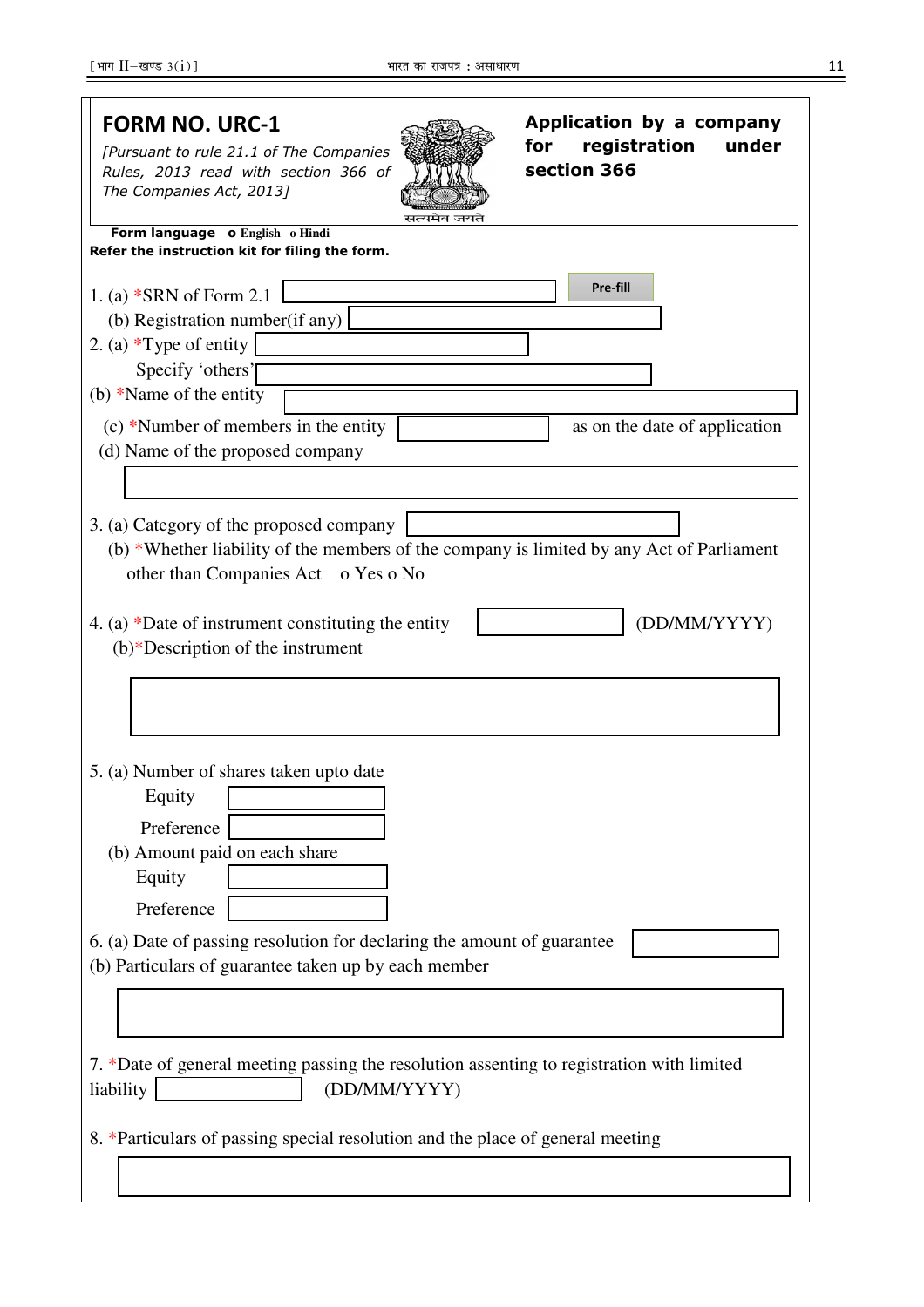# FORM NO. URC-1

*[Pursuant to rule 21.1 of The Companies Rules, 2013 read with section 366 of The Companies Act, 2013]*

**Application by a company for registration under section 366**

**Form language** o English o Hindi

**Refer the instruction kit for filing the form.**

1. (a) *SRN of Form 2.1 [ ] Pre-fill
   (b) Registration number(if any) [ ]

2. (a) *Type of entity [ ]
   Specify 'others' [ ]
   (b) *Name of the entity [ ]
   (c) *Number of members in the entity [ ] as on the date of application
   (d) Name of the proposed company [ ]

3. (a) Category of the proposed company [ ]
   (b) *Whether liability of the members of the company is limited by any Act of Parliament other than Companies Act o Yes o No

4. (a) *Date of instrument constituting the entity [ ] (DD/MM/YYYY)
   (b)*Description of the instrument [ ]

5. (a) Number of shares taken upto date
   Equity [ ]
   Preference [ ]
   (b) Amount paid on each share
   Equity [ ]
   Preference [ ]

6. (a) Date of passing resolution for declaring the amount of guarantee [ ]
   (b) Particulars of guarantee taken up by each member [ ]

7. *Date of general meeting passing the resolution assenting to registration with limited liability [ ] (DD/MM/YYYY)

8. *Particulars of passing special resolution and the place of general meeting [ ]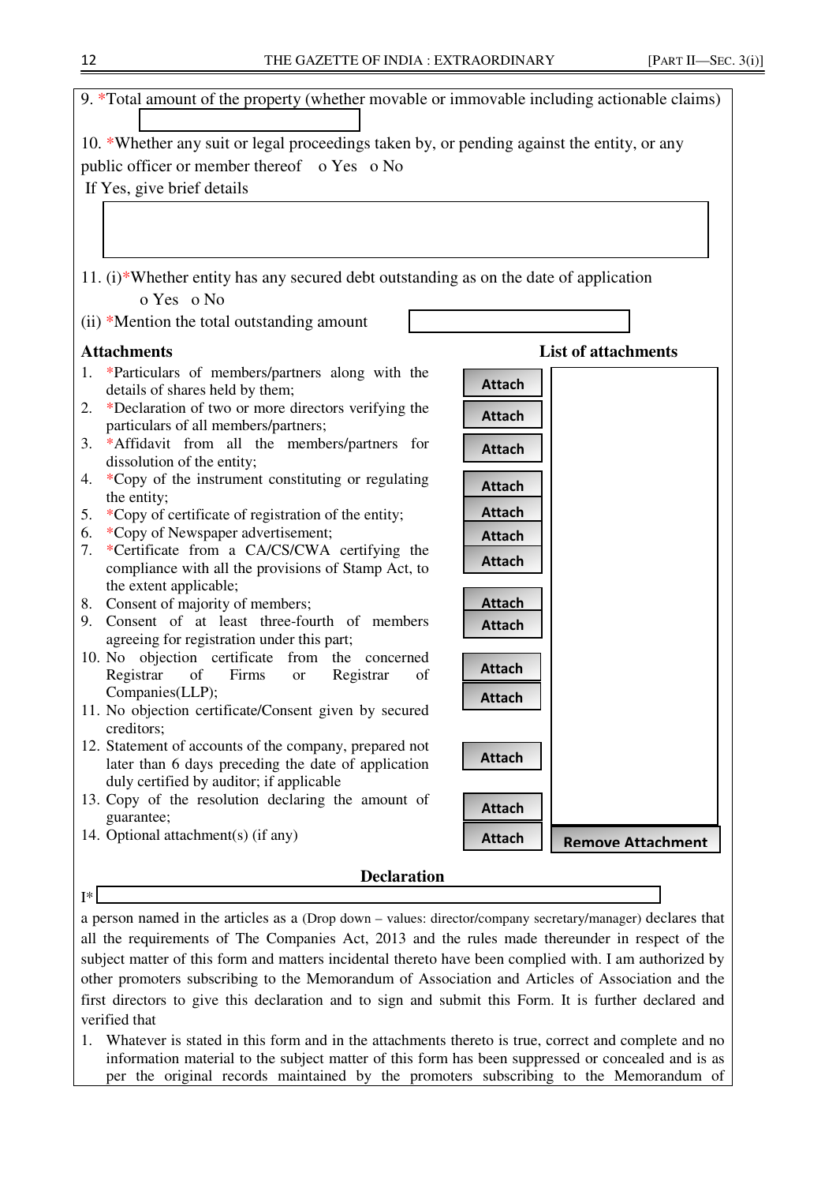9. *Total amount of the property (whether movable or immovable including actionable claims)

10. *Whether any suit or legal proceedings taken by, or pending against the entity, or any public officer or member thereof   o Yes   o No

If Yes, give brief details

11. (i)*Whether entity has any secured debt outstanding as on the date of application

o Yes   o No

(ii) *Mention the total outstanding amount

**Attachments** | **List of attachments**

1. *Particulars of members/partners along with the details of shares held by them; — Attach
2. *Declaration of two or more directors verifying the particulars of all members/partners; — Attach
3. *Affidavit from all the members/partners for dissolution of the entity; — Attach
4. *Copy of the instrument constituting or regulating the entity; — Attach
5. *Copy of certificate of registration of the entity; — Attach
6. *Copy of Newspaper advertisement; — Attach
7. *Certificate from a CA/CS/CWA certifying the compliance with all the provisions of Stamp Act, to the extent applicable; — Attach
8. Consent of majority of members; — Attach
9. Consent of at least three-fourth of members agreeing for registration under this part; — Attach
10. No objection certificate from the concerned Registrar of Firms or Registrar of Companies(LLP); — Attach
11. No objection certificate/Consent given by secured creditors; — Attach
12. Statement of accounts of the company, prepared not later than 6 days preceding the date of application duly certified by auditor; if applicable — Attach
13. Copy of the resolution declaring the amount of guarantee; — Attach
14. Optional attachment(s) (if any) — Attach

Remove Attachment

## Declaration

I*

a person named in the articles as a (Drop down – values: director/company secretary/manager) declares that all the requirements of The Companies Act, 2013 and the rules made thereunder in respect of the subject matter of this form and matters incidental thereto have been complied with. I am authorized by other promoters subscribing to the Memorandum of Association and Articles of Association and the first directors to give this declaration and to sign and submit this Form. It is further declared and verified that

1. Whatever is stated in this form and in the attachments thereto is true, correct and complete and no information material to the subject matter of this form has been suppressed or concealed and is as per the original records maintained by the promoters subscribing to the Memorandum of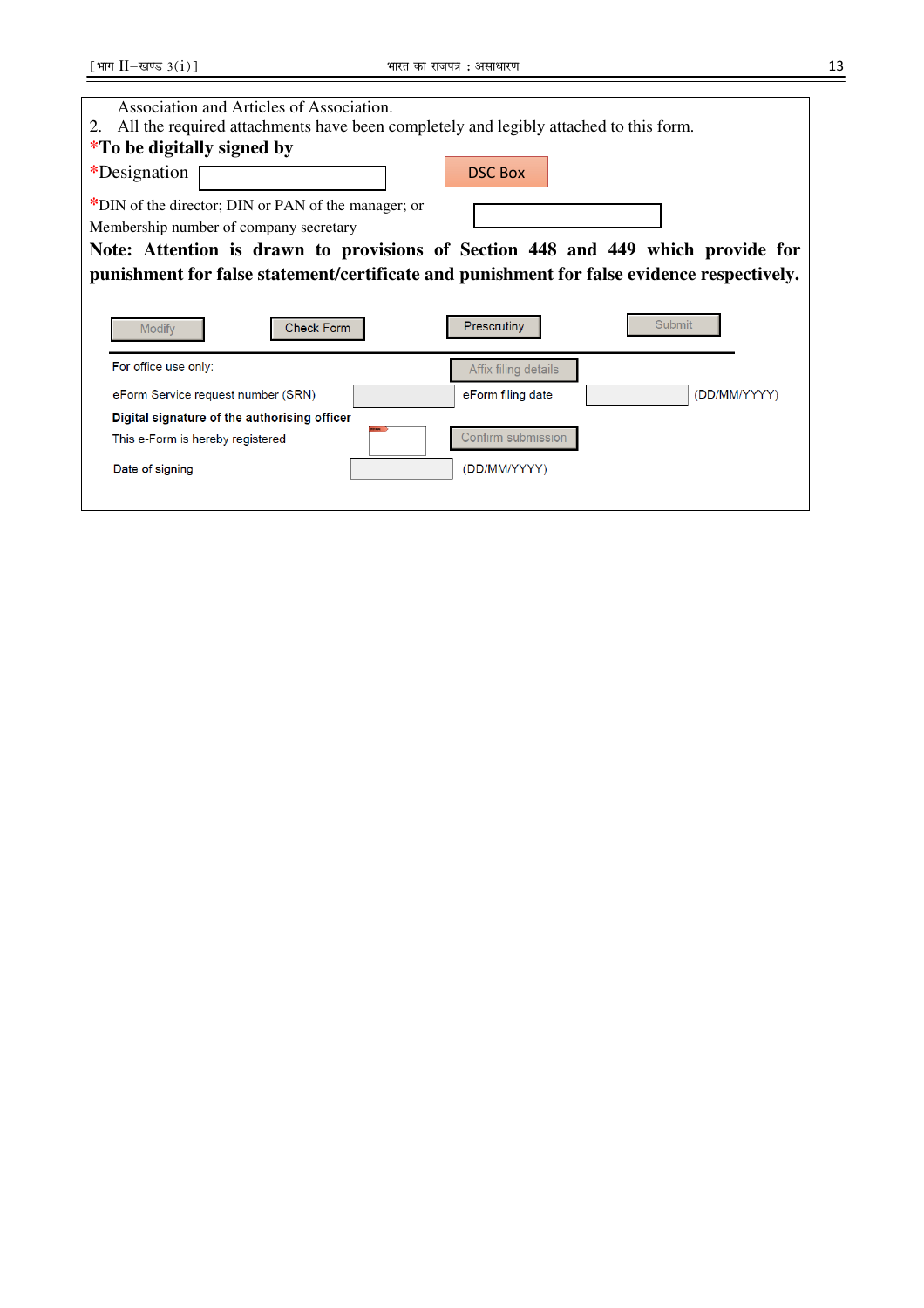Association and Articles of Association.

2. All the required attachments have been completely and legibly attached to this form.

***To be digitally signed by**

*Designation

DSC Box

*DIN of the director; DIN or PAN of the manager; or Membership number of company secretary

**Note: Attention is drawn to provisions of Section 448 and 449 which provide for punishment for false statement/certificate and punishment for false evidence respectively.**

Modify | Check Form | Prescrutiny | Submit

For office use only:

Affix filing details

eForm Service request number (SRN) | eForm filing date | (DD/MM/YYYY)

**Digital signature of the authorising officer**

This e-Form is hereby registered

Confirm submission

Date of signing | (DD/MM/YYYY)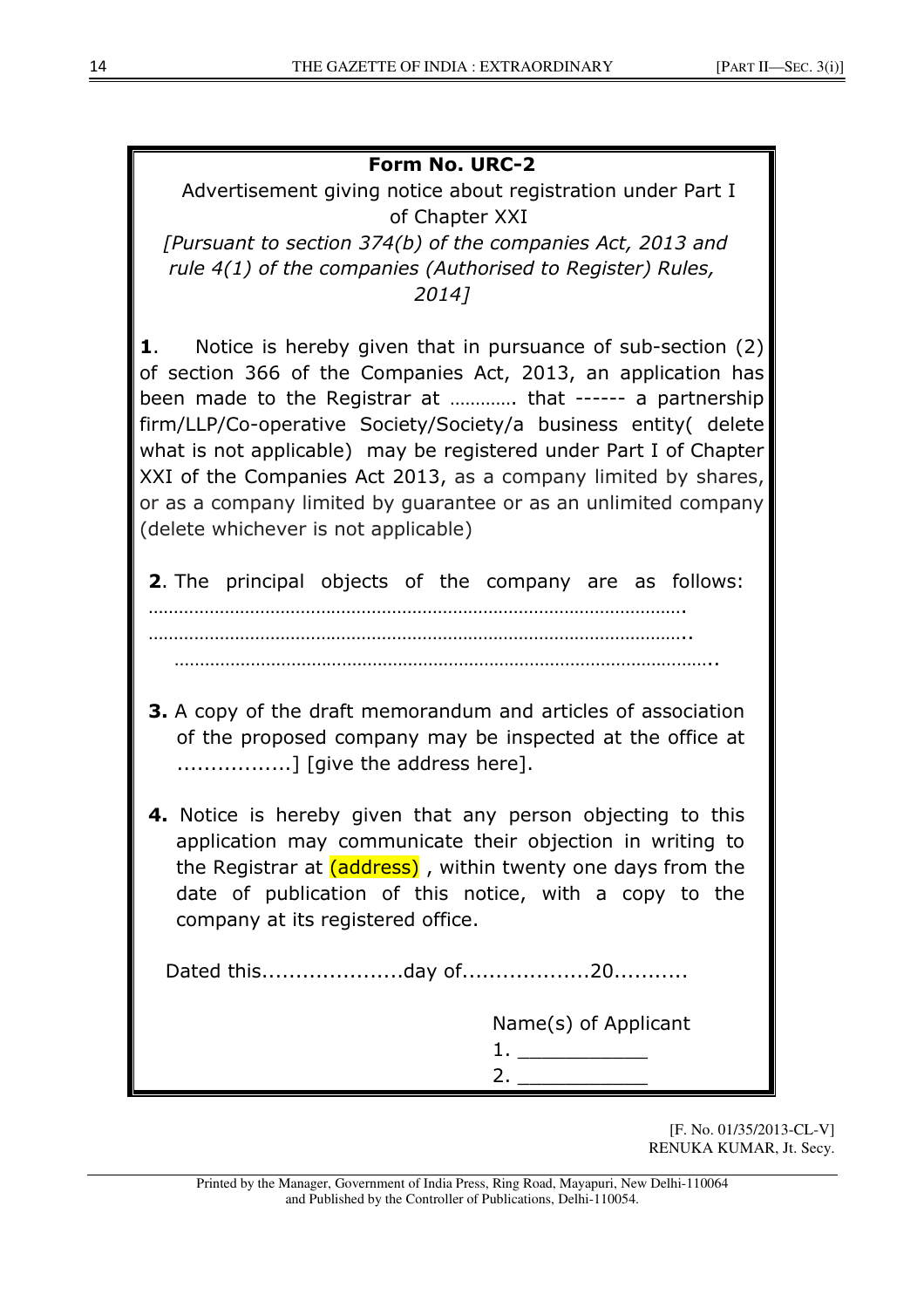**Form No. URC-2**

Advertisement giving notice about registration under Part I of Chapter XXI

*[Pursuant to section 374(b) of the companies Act, 2013 and rule 4(1) of the companies (Authorised to Register) Rules, 2014]*

**1**. Notice is hereby given that in pursuance of sub-section (2) of section 366 of the Companies Act, 2013, an application has been made to the Registrar at …………. that ------ a partnership firm/LLP/Co-operative Society/Society/a business entity( delete what is not applicable) may be registered under Part I of Chapter XXI of the Companies Act 2013, as a company limited by shares, or as a company limited by guarantee or as an unlimited company (delete whichever is not applicable)

**2**. The principal objects of the company are as follows: ……………………………………………………………………………………….
………………………………………………………………………………………..
………………………………………………………………………………………..

**3.** A copy of the draft memorandum and articles of association of the proposed company may be inspected at the office at .................] [give the address here].

**4.** Notice is hereby given that any person objecting to this application may communicate their objection in writing to the Registrar at (address) , within twenty one days from the date of publication of this notice, with a copy to the company at its registered office.

Dated this.....................day of...................20...........

Name(s) of Applicant

1. ___________
2. ___________

[F. No. 01/35/2013-CL-V]
RENUKA KUMAR, Jt. Secy.

Printed by the Manager, Government of India Press, Ring Road, Mayapuri, New Delhi-110064 and Published by the Controller of Publications, Delhi-110054.